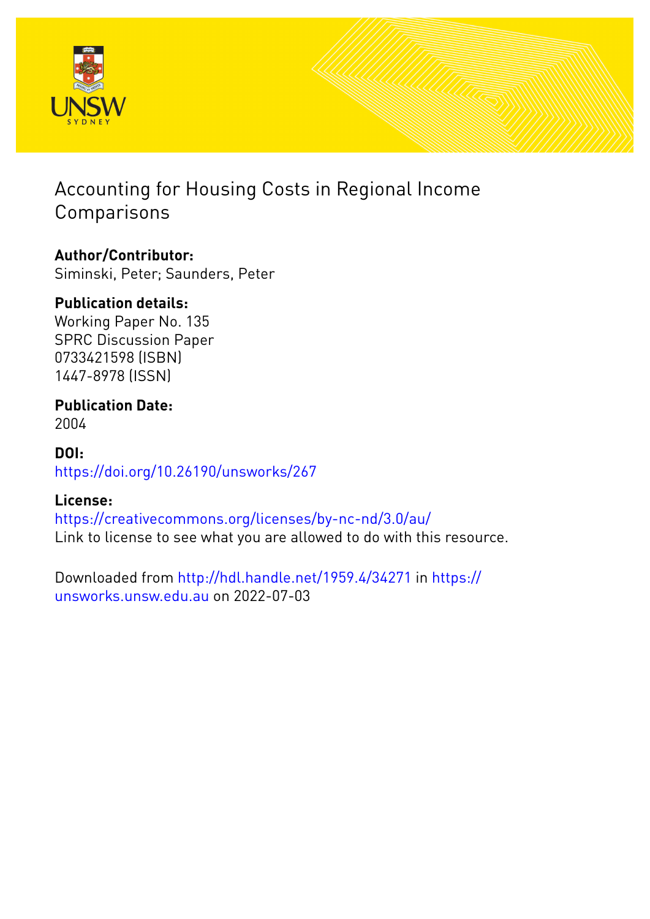# Accounting for Housing Costs in Regional Income Comparisons

**Author/Contributor:**
Siminski, Peter; Saunders, Peter

**Publication details:**
Working Paper No. 135
SPRC Discussion Paper
0733421598 (ISBN)
1447-8978 (ISSN)

**Publication Date:**
2004

**DOI:**
https://doi.org/10.26190/unsworks/267

**License:**
https://creativecommons.org/licenses/by-nc-nd/3.0/au/
Link to license to see what you are allowed to do with this resource.

Downloaded from http://hdl.handle.net/1959.4/34271 in https://unsworks.unsw.edu.au on 2022-07-03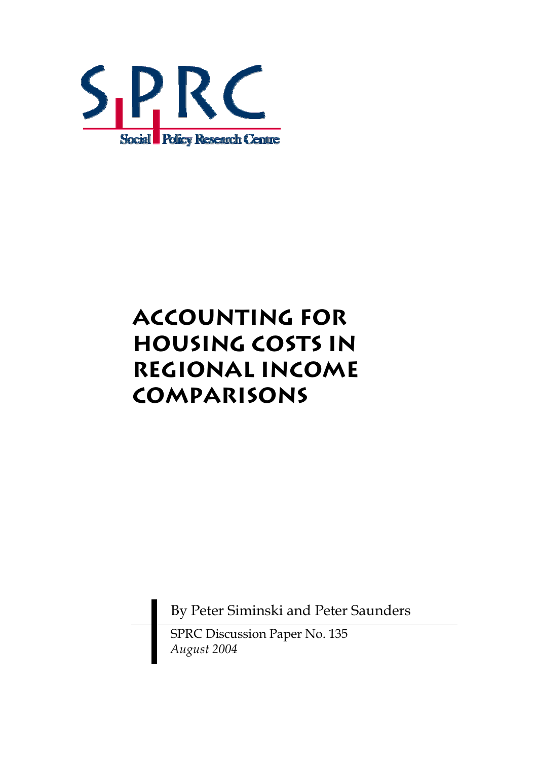SPRC

Social Policy Research Centre

# Accounting for Housing Costs in Regional Income Comparisons

By Peter Siminski and Peter Saunders

SPRC Discussion Paper No. 135

*August 2004*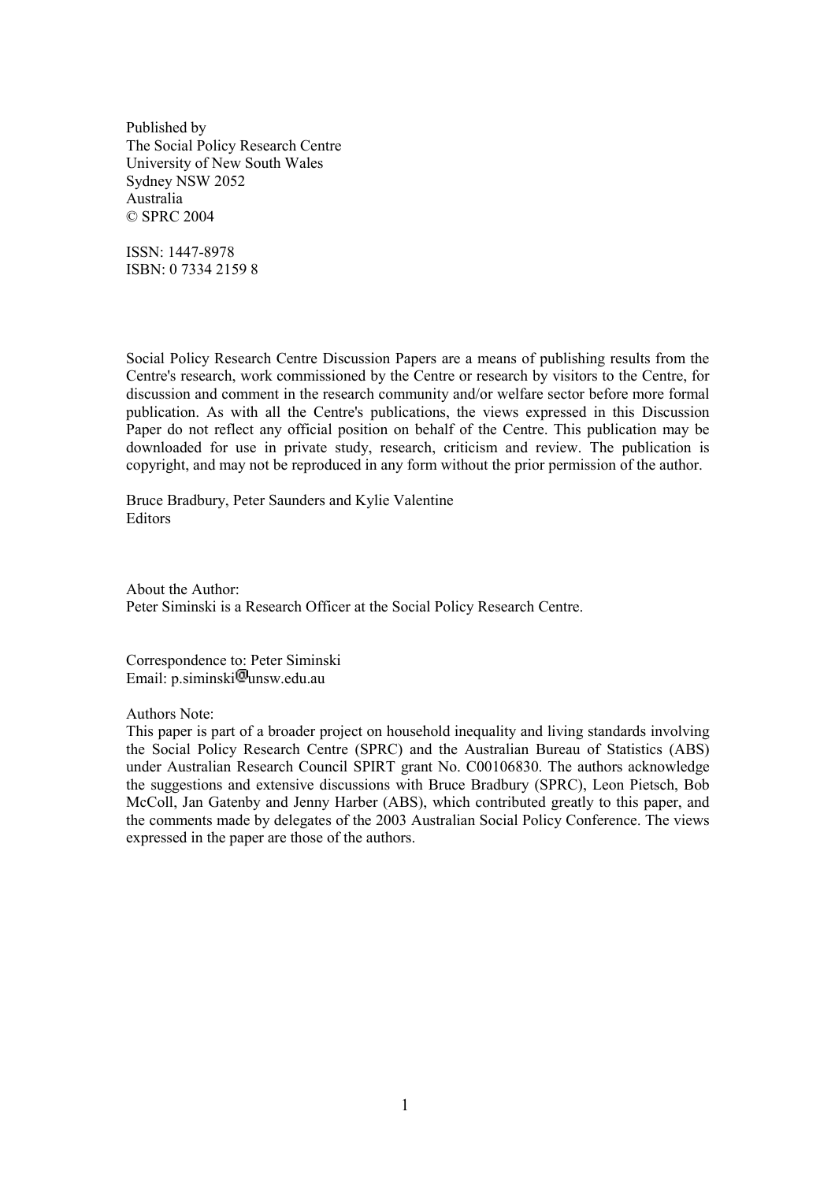Published by
The Social Policy Research Centre
University of New South Wales
Sydney NSW 2052
Australia
© SPRC 2004

ISSN: 1447-8978
ISBN: 0 7334 2159 8

Social Policy Research Centre Discussion Papers are a means of publishing results from the Centre's research, work commissioned by the Centre or research by visitors to the Centre, for discussion and comment in the research community and/or welfare sector before more formal publication. As with all the Centre's publications, the views expressed in this Discussion Paper do not reflect any official position on behalf of the Centre. This publication may be downloaded for use in private study, research, criticism and review. The publication is copyright, and may not be reproduced in any form without the prior permission of the author.

Bruce Bradbury, Peter Saunders and Kylie Valentine
Editors

About the Author:
Peter Siminski is a Research Officer at the Social Policy Research Centre.

Correspondence to: Peter Siminski
Email: p.siminski@unsw.edu.au

Authors Note:
This paper is part of a broader project on household inequality and living standards involving the Social Policy Research Centre (SPRC) and the Australian Bureau of Statistics (ABS) under Australian Research Council SPIRT grant No. C00106830. The authors acknowledge the suggestions and extensive discussions with Bruce Bradbury (SPRC), Leon Pietsch, Bob McColl, Jan Gatenby and Jenny Harber (ABS), which contributed greatly to this paper, and the comments made by delegates of the 2003 Australian Social Policy Conference. The views expressed in the paper are those of the authors.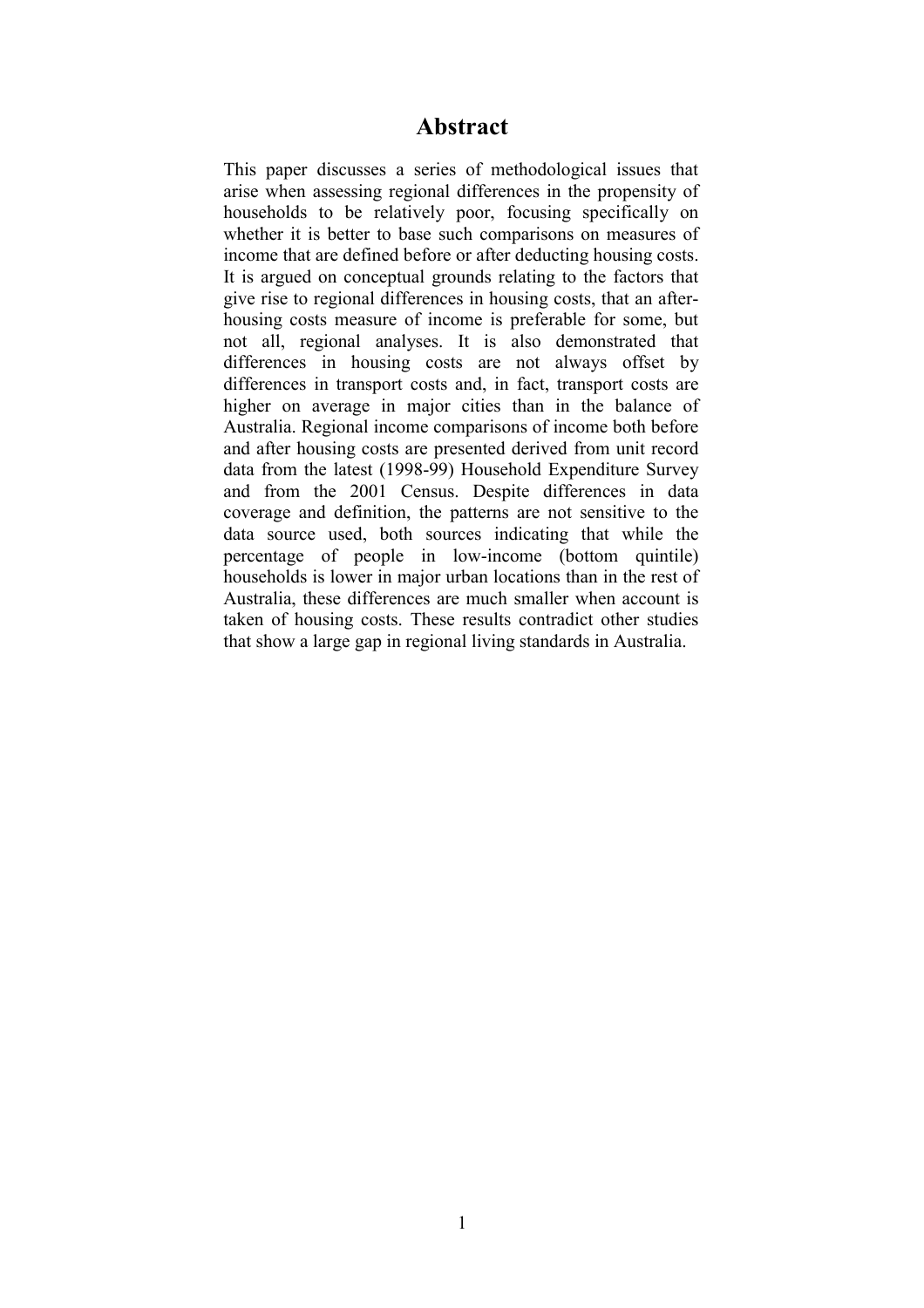# Abstract

This paper discusses a series of methodological issues that arise when assessing regional differences in the propensity of households to be relatively poor, focusing specifically on whether it is better to base such comparisons on measures of income that are defined before or after deducting housing costs. It is argued on conceptual grounds relating to the factors that give rise to regional differences in housing costs, that an after-housing costs measure of income is preferable for some, but not all, regional analyses. It is also demonstrated that differences in housing costs are not always offset by differences in transport costs and, in fact, transport costs are higher on average in major cities than in the balance of Australia. Regional income comparisons of income both before and after housing costs are presented derived from unit record data from the latest (1998-99) Household Expenditure Survey and from the 2001 Census. Despite differences in data coverage and definition, the patterns are not sensitive to the data source used, both sources indicating that while the percentage of people in low-income (bottom quintile) households is lower in major urban locations than in the rest of Australia, these differences are much smaller when account is taken of housing costs. These results contradict other studies that show a large gap in regional living standards in Australia.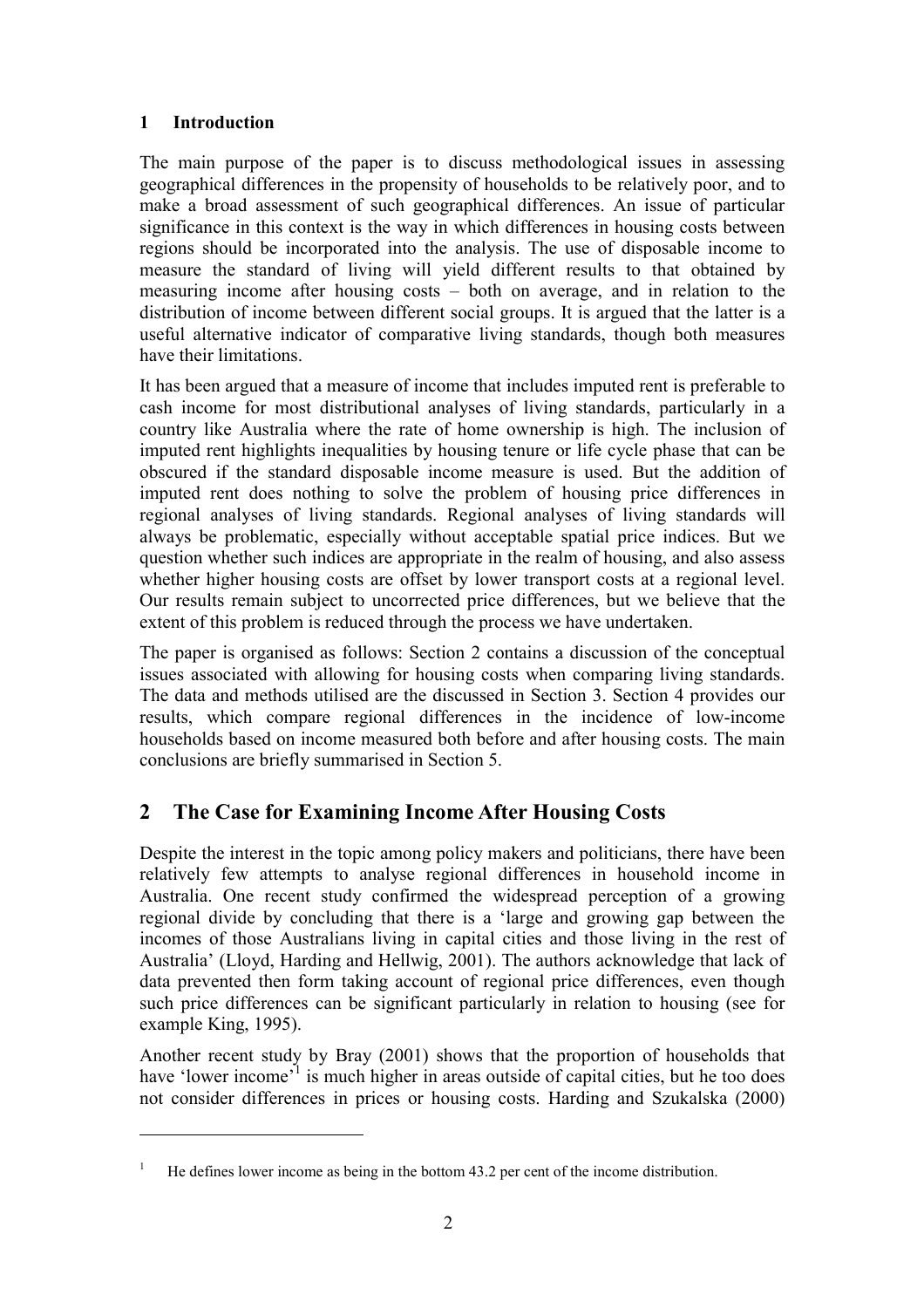## 1 Introduction

The main purpose of the paper is to discuss methodological issues in assessing geographical differences in the propensity of households to be relatively poor, and to make a broad assessment of such geographical differences. An issue of particular significance in this context is the way in which differences in housing costs between regions should be incorporated into the analysis. The use of disposable income to measure the standard of living will yield different results to that obtained by measuring income after housing costs – both on average, and in relation to the distribution of income between different social groups. It is argued that the latter is a useful alternative indicator of comparative living standards, though both measures have their limitations.

It has been argued that a measure of income that includes imputed rent is preferable to cash income for most distributional analyses of living standards, particularly in a country like Australia where the rate of home ownership is high. The inclusion of imputed rent highlights inequalities by housing tenure or life cycle phase that can be obscured if the standard disposable income measure is used. But the addition of imputed rent does nothing to solve the problem of housing price differences in regional analyses of living standards. Regional analyses of living standards will always be problematic, especially without acceptable spatial price indices. But we question whether such indices are appropriate in the realm of housing, and also assess whether higher housing costs are offset by lower transport costs at a regional level. Our results remain subject to uncorrected price differences, but we believe that the extent of this problem is reduced through the process we have undertaken.

The paper is organised as follows: Section 2 contains a discussion of the conceptual issues associated with allowing for housing costs when comparing living standards. The data and methods utilised are the discussed in Section 3. Section 4 provides our results, which compare regional differences in the incidence of low-income households based on income measured both before and after housing costs. The main conclusions are briefly summarised in Section 5.

## 2 The Case for Examining Income After Housing Costs

Despite the interest in the topic among policy makers and politicians, there have been relatively few attempts to analyse regional differences in household income in Australia. One recent study confirmed the widespread perception of a growing regional divide by concluding that there is a 'large and growing gap between the incomes of those Australians living in capital cities and those living in the rest of Australia' (Lloyd, Harding and Hellwig, 2001). The authors acknowledge that lack of data prevented then form taking account of regional price differences, even though such price differences can be significant particularly in relation to housing (see for example King, 1995).

Another recent study by Bray (2001) shows that the proportion of households that have 'lower income'[1] is much higher in areas outside of capital cities, but he too does not consider differences in prices or housing costs. Harding and Szukalska (2000)

[1] He defines lower income as being in the bottom 43.2 per cent of the income distribution.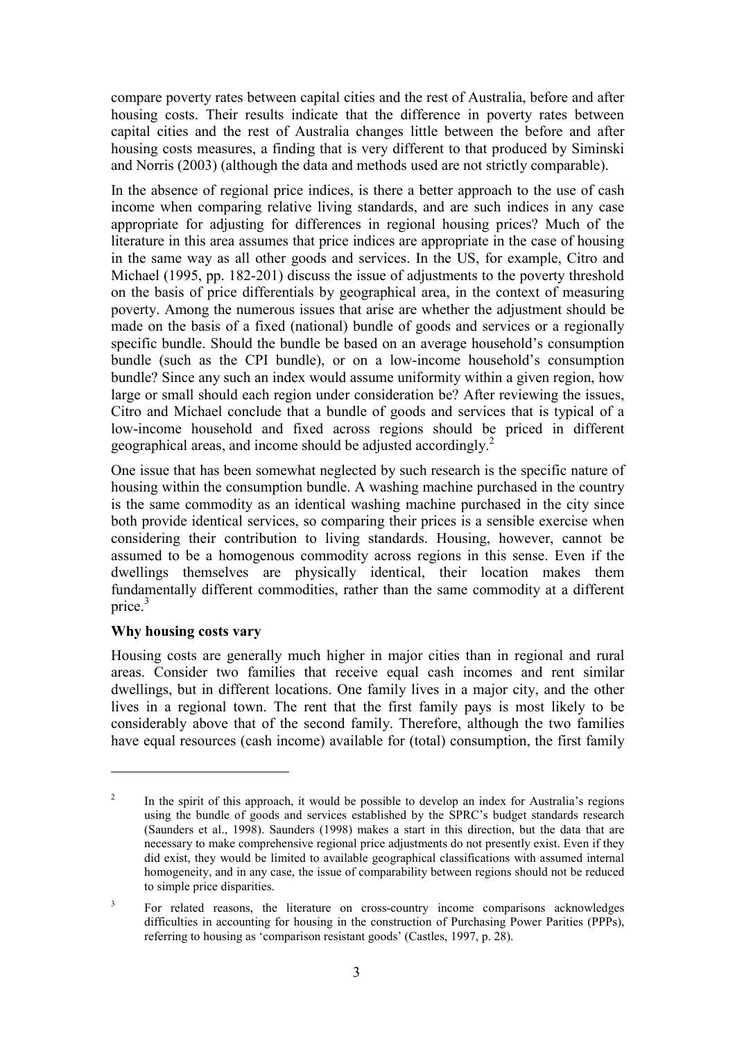compare poverty rates between capital cities and the rest of Australia, before and after housing costs. Their results indicate that the difference in poverty rates between capital cities and the rest of Australia changes little between the before and after housing costs measures, a finding that is very different to that produced by Siminski and Norris (2003) (although the data and methods used are not strictly comparable).

In the absence of regional price indices, is there a better approach to the use of cash income when comparing relative living standards, and are such indices in any case appropriate for adjusting for differences in regional housing prices? Much of the literature in this area assumes that price indices are appropriate in the case of housing in the same way as all other goods and services. In the US, for example, Citro and Michael (1995, pp. 182-201) discuss the issue of adjustments to the poverty threshold on the basis of price differentials by geographical area, in the context of measuring poverty. Among the numerous issues that arise are whether the adjustment should be made on the basis of a fixed (national) bundle of goods and services or a regionally specific bundle. Should the bundle be based on an average household's consumption bundle (such as the CPI bundle), or on a low-income household's consumption bundle? Since any such an index would assume uniformity within a given region, how large or small should each region under consideration be? After reviewing the issues, Citro and Michael conclude that a bundle of goods and services that is typical of a low-income household and fixed across regions should be priced in different geographical areas, and income should be adjusted accordingly.[2]

One issue that has been somewhat neglected by such research is the specific nature of housing within the consumption bundle. A washing machine purchased in the country is the same commodity as an identical washing machine purchased in the city since both provide identical services, so comparing their prices is a sensible exercise when considering their contribution to living standards. Housing, however, cannot be assumed to be a homogenous commodity across regions in this sense. Even if the dwellings themselves are physically identical, their location makes them fundamentally different commodities, rather than the same commodity at a different price.[3]

**Why housing costs vary**

Housing costs are generally much higher in major cities than in regional and rural areas. Consider two families that receive equal cash incomes and rent similar dwellings, but in different locations. One family lives in a major city, and the other lives in a regional town. The rent that the first family pays is most likely to be considerably above that of the second family. Therefore, although the two families have equal resources (cash income) available for (total) consumption, the first family

[2] In the spirit of this approach, it would be possible to develop an index for Australia's regions using the bundle of goods and services established by the SPRC's budget standards research (Saunders et al., 1998). Saunders (1998) makes a start in this direction, but the data that are necessary to make comprehensive regional price adjustments do not presently exist. Even if they did exist, they would be limited to available geographical classifications with assumed internal homogeneity, and in any case, the issue of comparability between regions should not be reduced to simple price disparities.

[3] For related reasons, the literature on cross-country income comparisons acknowledges difficulties in accounting for housing in the construction of Purchasing Power Parities (PPPs), referring to housing as 'comparison resistant goods' (Castles, 1997, p. 28).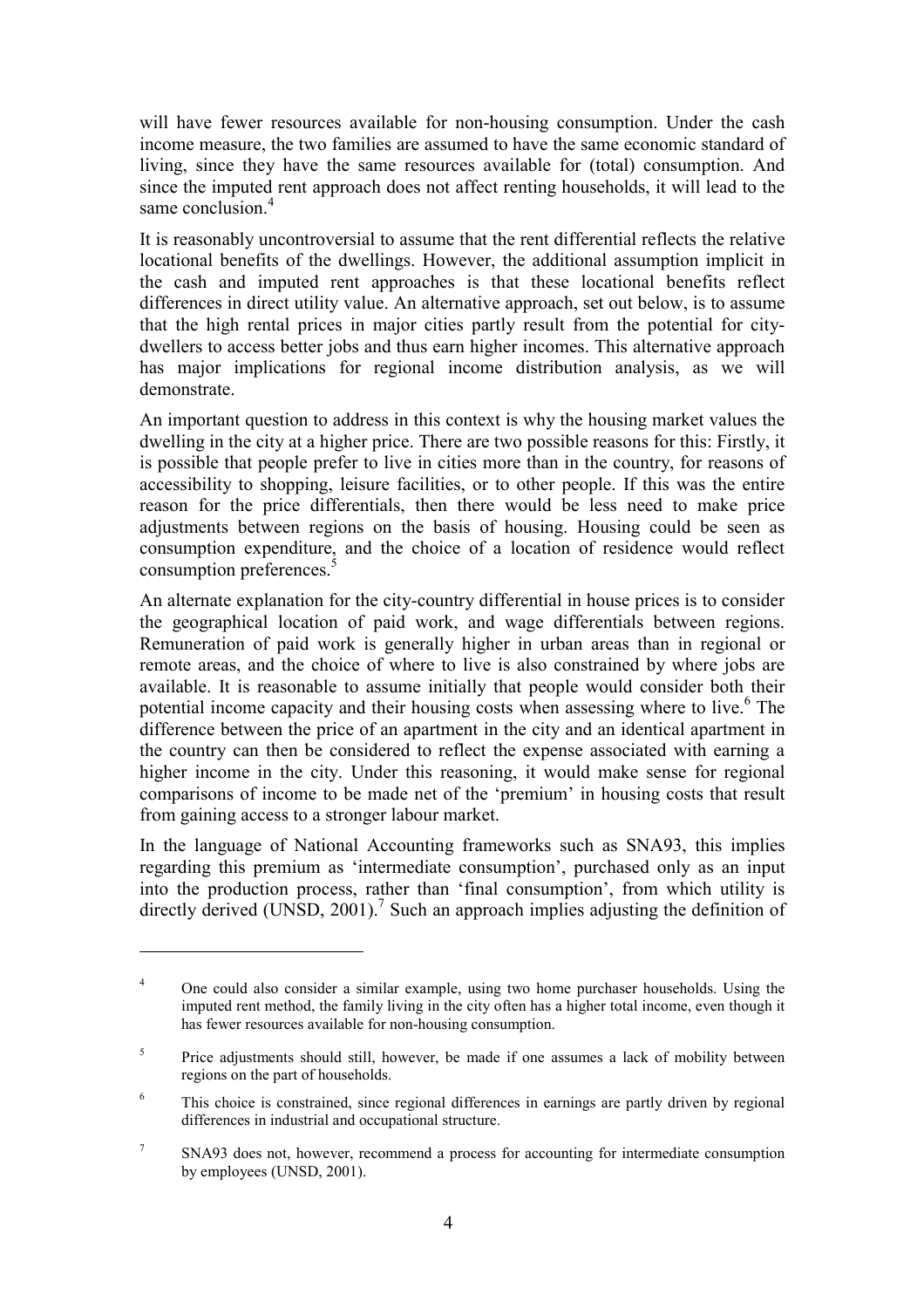will have fewer resources available for non-housing consumption. Under the cash income measure, the two families are assumed to have the same economic standard of living, since they have the same resources available for (total) consumption. And since the imputed rent approach does not affect renting households, it will lead to the same conclusion.[4]

It is reasonably uncontroversial to assume that the rent differential reflects the relative locational benefits of the dwellings. However, the additional assumption implicit in the cash and imputed rent approaches is that these locational benefits reflect differences in direct utility value. An alternative approach, set out below, is to assume that the high rental prices in major cities partly result from the potential for city-dwellers to access better jobs and thus earn higher incomes. This alternative approach has major implications for regional income distribution analysis, as we will demonstrate.

An important question to address in this context is why the housing market values the dwelling in the city at a higher price. There are two possible reasons for this: Firstly, it is possible that people prefer to live in cities more than in the country, for reasons of accessibility to shopping, leisure facilities, or to other people. If this was the entire reason for the price differentials, then there would be less need to make price adjustments between regions on the basis of housing. Housing could be seen as consumption expenditure, and the choice of a location of residence would reflect consumption preferences.[5]

An alternate explanation for the city-country differential in house prices is to consider the geographical location of paid work, and wage differentials between regions. Remuneration of paid work is generally higher in urban areas than in regional or remote areas, and the choice of where to live is also constrained by where jobs are available. It is reasonable to assume initially that people would consider both their potential income capacity and their housing costs when assessing where to live.[6] The difference between the price of an apartment in the city and an identical apartment in the country can then be considered to reflect the expense associated with earning a higher income in the city. Under this reasoning, it would make sense for regional comparisons of income to be made net of the 'premium' in housing costs that result from gaining access to a stronger labour market.

In the language of National Accounting frameworks such as SNA93, this implies regarding this premium as 'intermediate consumption', purchased only as an input into the production process, rather than 'final consumption', from which utility is directly derived (UNSD, 2001).[7] Such an approach implies adjusting the definition of

---

[4] One could also consider a similar example, using two home purchaser households. Using the imputed rent method, the family living in the city often has a higher total income, even though it has fewer resources available for non-housing consumption.

[5] Price adjustments should still, however, be made if one assumes a lack of mobility between regions on the part of households.

[6] This choice is constrained, since regional differences in earnings are partly driven by regional differences in industrial and occupational structure.

[7] SNA93 does not, however, recommend a process for accounting for intermediate consumption by employees (UNSD, 2001).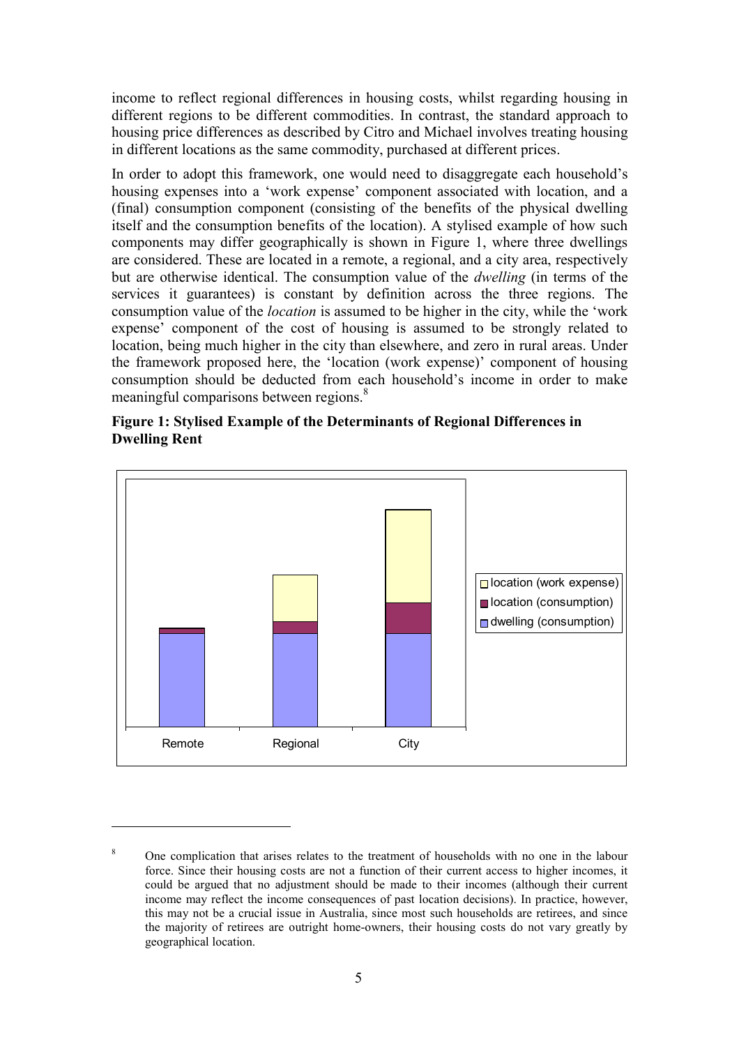income to reflect regional differences in housing costs, whilst regarding housing in different regions to be different commodities. In contrast, the standard approach to housing price differences as described by Citro and Michael involves treating housing in different locations as the same commodity, purchased at different prices.

In order to adopt this framework, one would need to disaggregate each household's housing expenses into a 'work expense' component associated with location, and a (final) consumption component (consisting of the benefits of the physical dwelling itself and the consumption benefits of the location). A stylised example of how such components may differ geographically is shown in Figure 1, where three dwellings are considered. These are located in a remote, a regional, and a city area, respectively but are otherwise identical. The consumption value of the *dwelling* (in terms of the services it guarantees) is constant by definition across the three regions. The consumption value of the *location* is assumed to be higher in the city, while the 'work expense' component of the cost of housing is assumed to be strongly related to location, being much higher in the city than elsewhere, and zero in rural areas. Under the framework proposed here, the 'location (work expense)' component of housing consumption should be deducted from each household's income in order to make meaningful comparisons between regions.[8]

**Figure 1: Stylised Example of the Determinants of Regional Differences in Dwelling Rent**

[8] One complication that arises relates to the treatment of households with no one in the labour force. Since their housing costs are not a function of their current access to higher incomes, it could be argued that no adjustment should be made to their incomes (although their current income may reflect the income consequences of past location decisions). In practice, however, this may not be a crucial issue in Australia, since most such households are retirees, and since the majority of retirees are outright home-owners, their housing costs do not vary greatly by geographical location.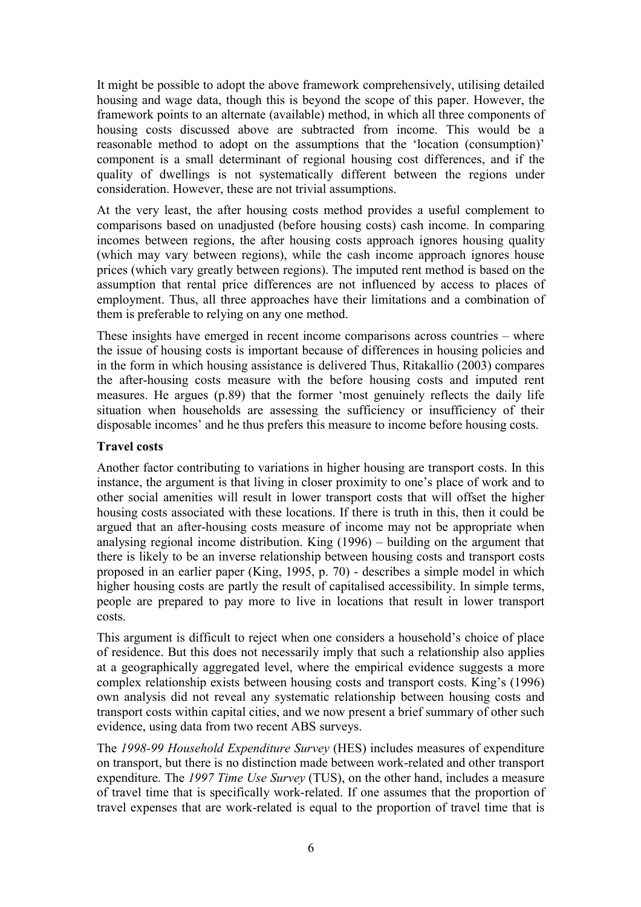It might be possible to adopt the above framework comprehensively, utilising detailed housing and wage data, though this is beyond the scope of this paper. However, the framework points to an alternate (available) method, in which all three components of housing costs discussed above are subtracted from income. This would be a reasonable method to adopt on the assumptions that the 'location (consumption)' component is a small determinant of regional housing cost differences, and if the quality of dwellings is not systematically different between the regions under consideration. However, these are not trivial assumptions.

At the very least, the after housing costs method provides a useful complement to comparisons based on unadjusted (before housing costs) cash income. In comparing incomes between regions, the after housing costs approach ignores housing quality (which may vary between regions), while the cash income approach ignores house prices (which vary greatly between regions). The imputed rent method is based on the assumption that rental price differences are not influenced by access to places of employment. Thus, all three approaches have their limitations and a combination of them is preferable to relying on any one method.

These insights have emerged in recent income comparisons across countries – where the issue of housing costs is important because of differences in housing policies and in the form in which housing assistance is delivered Thus, Ritakallio (2003) compares the after-housing costs measure with the before housing costs and imputed rent measures. He argues (p.89) that the former 'most genuinely reflects the daily life situation when households are assessing the sufficiency or insufficiency of their disposable incomes' and he thus prefers this measure to income before housing costs.

**Travel costs**

Another factor contributing to variations in higher housing are transport costs. In this instance, the argument is that living in closer proximity to one's place of work and to other social amenities will result in lower transport costs that will offset the higher housing costs associated with these locations. If there is truth in this, then it could be argued that an after-housing costs measure of income may not be appropriate when analysing regional income distribution. King (1996) – building on the argument that there is likely to be an inverse relationship between housing costs and transport costs proposed in an earlier paper (King, 1995, p. 70) - describes a simple model in which higher housing costs are partly the result of capitalised accessibility. In simple terms, people are prepared to pay more to live in locations that result in lower transport costs.

This argument is difficult to reject when one considers a household's choice of place of residence. But this does not necessarily imply that such a relationship also applies at a geographically aggregated level, where the empirical evidence suggests a more complex relationship exists between housing costs and transport costs. King's (1996) own analysis did not reveal any systematic relationship between housing costs and transport costs within capital cities, and we now present a brief summary of other such evidence, using data from two recent ABS surveys.

The *1998-99 Household Expenditure Survey* (HES) includes measures of expenditure on transport, but there is no distinction made between work-related and other transport expenditure. The *1997 Time Use Survey* (TUS), on the other hand, includes a measure of travel time that is specifically work-related. If one assumes that the proportion of travel expenses that are work-related is equal to the proportion of travel time that is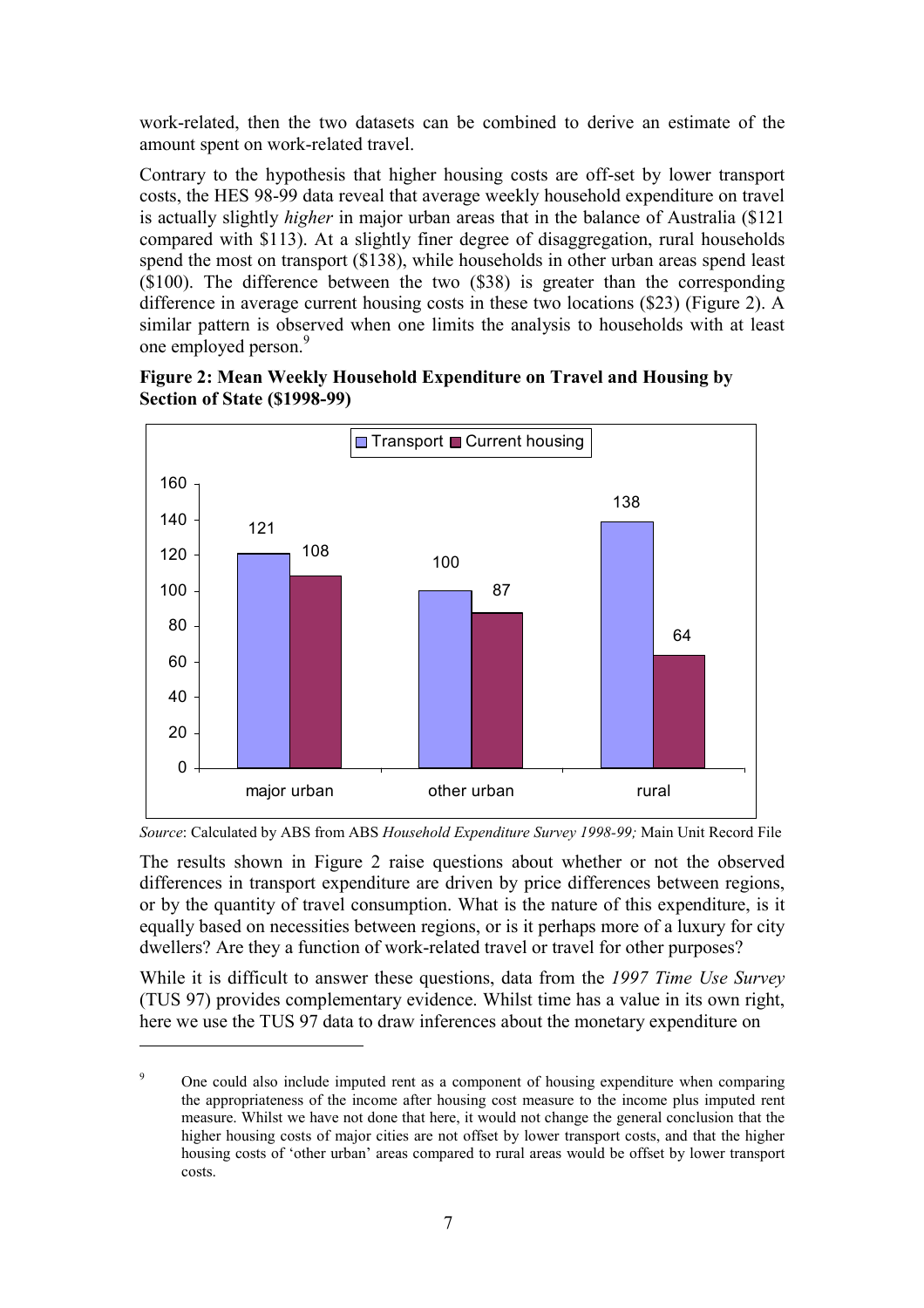work-related, then the two datasets can be combined to derive an estimate of the amount spent on work-related travel.

Contrary to the hypothesis that higher housing costs are off-set by lower transport costs, the HES 98-99 data reveal that average weekly household expenditure on travel is actually slightly *higher* in major urban areas that in the balance of Australia ($121 compared with $113). At a slightly finer degree of disaggregation, rural households spend the most on transport ($138), while households in other urban areas spend least ($100). The difference between the two ($38) is greater than the corresponding difference in average current housing costs in these two locations ($23) (Figure 2). A similar pattern is observed when one limits the analysis to households with at least one employed person.[9]

**Figure 2: Mean Weekly Household Expenditure on Travel and Housing by Section of State ($1998-99)**

| | Transport | Current housing |
|---|---|---|
| major urban | 121 | 108 |
| other urban | 100 | 87 |
| rural | 138 | 64 |

*Source*: Calculated by ABS from ABS *Household Expenditure Survey 1998-99;* Main Unit Record File

The results shown in Figure 2 raise questions about whether or not the observed differences in transport expenditure are driven by price differences between regions, or by the quantity of travel consumption. What is the nature of this expenditure, is it equally based on necessities between regions, or is it perhaps more of a luxury for city dwellers? Are they a function of work-related travel or travel for other purposes?

While it is difficult to answer these questions, data from the *1997 Time Use Survey* (TUS 97) provides complementary evidence. Whilst time has a value in its own right, here we use the TUS 97 data to draw inferences about the monetary expenditure on

---

[9] One could also include imputed rent as a component of housing expenditure when comparing the appropriateness of the income after housing cost measure to the income plus imputed rent measure. Whilst we have not done that here, it would not change the general conclusion that the higher housing costs of major cities are not offset by lower transport costs, and that the higher housing costs of 'other urban' areas compared to rural areas would be offset by lower transport costs.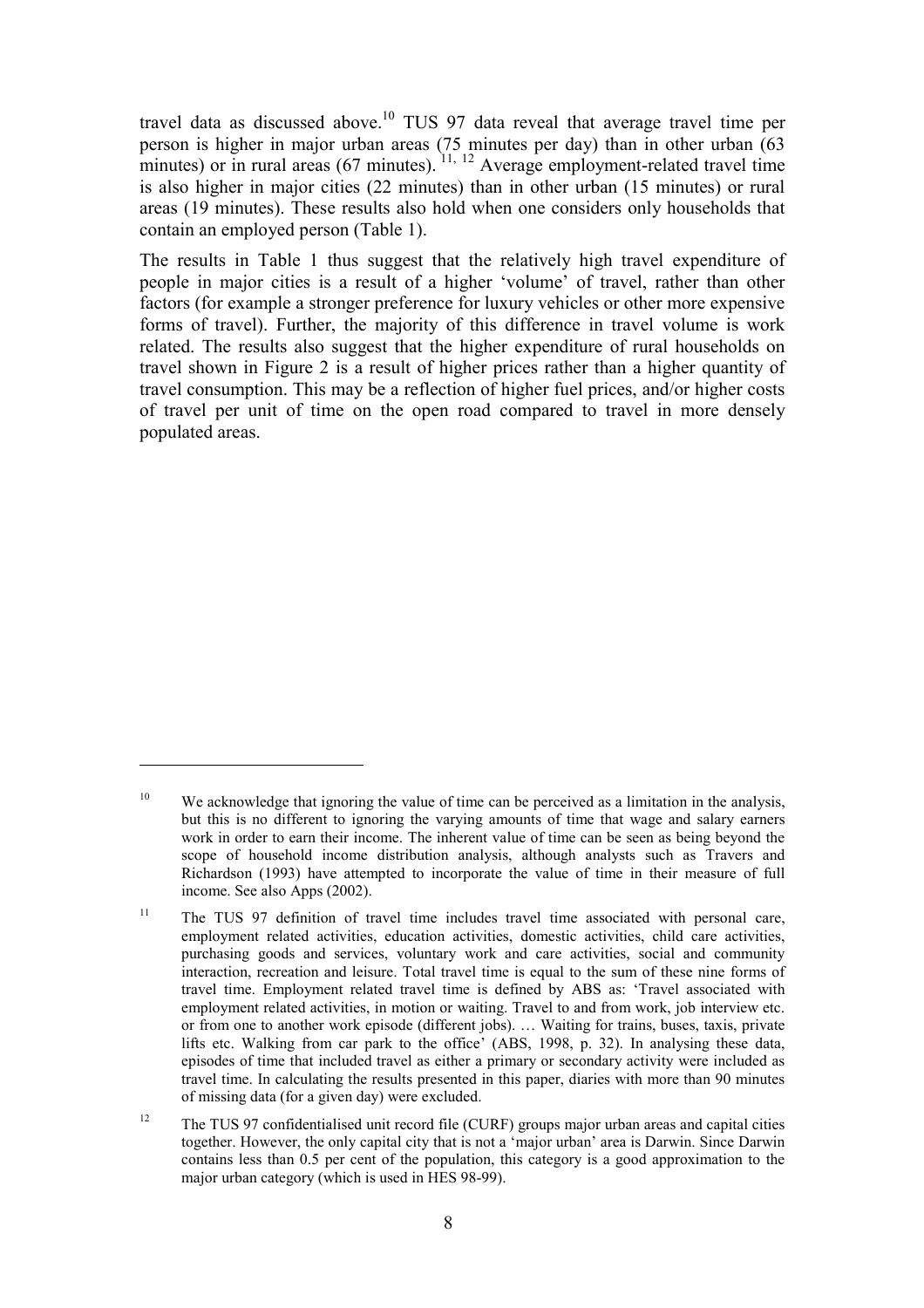travel data as discussed above.[10] TUS 97 data reveal that average travel time per person is higher in major urban areas (75 minutes per day) than in other urban (63 minutes) or in rural areas (67 minutes).[11, 12] Average employment-related travel time is also higher in major cities (22 minutes) than in other urban (15 minutes) or rural areas (19 minutes). These results also hold when one considers only households that contain an employed person (Table 1).

The results in Table 1 thus suggest that the relatively high travel expenditure of people in major cities is a result of a higher 'volume' of travel, rather than other factors (for example a stronger preference for luxury vehicles or other more expensive forms of travel). Further, the majority of this difference in travel volume is work related. The results also suggest that the higher expenditure of rural households on travel shown in Figure 2 is a result of higher prices rather than a higher quantity of travel consumption. This may be a reflection of higher fuel prices, and/or higher costs of travel per unit of time on the open road compared to travel in more densely populated areas.

---

[10] We acknowledge that ignoring the value of time can be perceived as a limitation in the analysis, but this is no different to ignoring the varying amounts of time that wage and salary earners work in order to earn their income. The inherent value of time can be seen as being beyond the scope of household income distribution analysis, although analysts such as Travers and Richardson (1993) have attempted to incorporate the value of time in their measure of full income. See also Apps (2002).

[11] The TUS 97 definition of travel time includes travel time associated with personal care, employment related activities, education activities, domestic activities, child care activities, purchasing goods and services, voluntary work and care activities, social and community interaction, recreation and leisure. Total travel time is equal to the sum of these nine forms of travel time. Employment related travel time is defined by ABS as: 'Travel associated with employment related activities, in motion or waiting. Travel to and from work, job interview etc. or from one to another work episode (different jobs). … Waiting for trains, buses, taxis, private lifts etc. Walking from car park to the office' (ABS, 1998, p. 32). In analysing these data, episodes of time that included travel as either a primary or secondary activity were included as travel time. In calculating the results presented in this paper, diaries with more than 90 minutes of missing data (for a given day) were excluded.

[12] The TUS 97 confidentialised unit record file (CURF) groups major urban areas and capital cities together. However, the only capital city that is not a 'major urban' area is Darwin. Since Darwin contains less than 0.5 per cent of the population, this category is a good approximation to the major urban category (which is used in HES 98-99).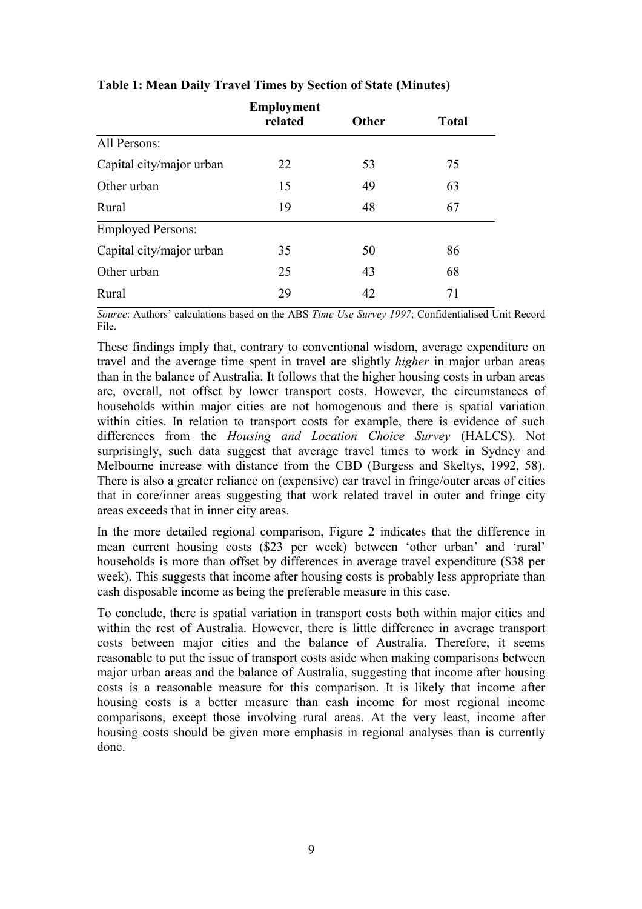**Table 1: Mean Daily Travel Times by Section of State (Minutes)**

| | Employment related | Other | Total |
|---|---|---|---|
| All Persons: | | | |
| Capital city/major urban | 22 | 53 | 75 |
| Other urban | 15 | 49 | 63 |
| Rural | 19 | 48 | 67 |
| Employed Persons: | | | |
| Capital city/major urban | 35 | 50 | 86 |
| Other urban | 25 | 43 | 68 |
| Rural | 29 | 42 | 71 |

*Source*: Authors' calculations based on the ABS *Time Use Survey 1997*; Confidentialised Unit Record File.

These findings imply that, contrary to conventional wisdom, average expenditure on travel and the average time spent in travel are slightly *higher* in major urban areas than in the balance of Australia. It follows that the higher housing costs in urban areas are, overall, not offset by lower transport costs. However, the circumstances of households within major cities are not homogenous and there is spatial variation within cities. In relation to transport costs for example, there is evidence of such differences from the *Housing and Location Choice Survey* (HALCS). Not surprisingly, such data suggest that average travel times to work in Sydney and Melbourne increase with distance from the CBD (Burgess and Skeltys, 1992, 58). There is also a greater reliance on (expensive) car travel in fringe/outer areas of cities that in core/inner areas suggesting that work related travel in outer and fringe city areas exceeds that in inner city areas.

In the more detailed regional comparison, Figure 2 indicates that the difference in mean current housing costs ($23 per week) between 'other urban' and 'rural' households is more than offset by differences in average travel expenditure ($38 per week). This suggests that income after housing costs is probably less appropriate than cash disposable income as being the preferable measure in this case.

To conclude, there is spatial variation in transport costs both within major cities and within the rest of Australia. However, there is little difference in average transport costs between major cities and the balance of Australia. Therefore, it seems reasonable to put the issue of transport costs aside when making comparisons between major urban areas and the balance of Australia, suggesting that income after housing costs is a reasonable measure for this comparison. It is likely that income after housing costs is a better measure than cash income for most regional income comparisons, except those involving rural areas. At the very least, income after housing costs should be given more emphasis in regional analyses than is currently done.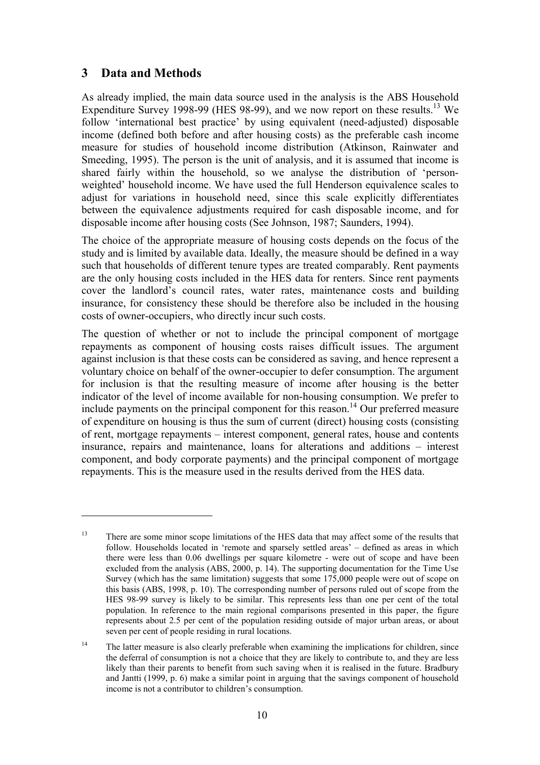## 3 Data and Methods

As already implied, the main data source used in the analysis is the ABS Household Expenditure Survey 1998-99 (HES 98-99), and we now report on these results.[13] We follow 'international best practice' by using equivalent (need-adjusted) disposable income (defined both before and after housing costs) as the preferable cash income measure for studies of household income distribution (Atkinson, Rainwater and Smeeding, 1995). The person is the unit of analysis, and it is assumed that income is shared fairly within the household, so we analyse the distribution of 'person-weighted' household income. We have used the full Henderson equivalence scales to adjust for variations in household need, since this scale explicitly differentiates between the equivalence adjustments required for cash disposable income, and for disposable income after housing costs (See Johnson, 1987; Saunders, 1994).

The choice of the appropriate measure of housing costs depends on the focus of the study and is limited by available data. Ideally, the measure should be defined in a way such that households of different tenure types are treated comparably. Rent payments are the only housing costs included in the HES data for renters. Since rent payments cover the landlord's council rates, water rates, maintenance costs and building insurance, for consistency these should be therefore also be included in the housing costs of owner-occupiers, who directly incur such costs.

The question of whether or not to include the principal component of mortgage repayments as component of housing costs raises difficult issues. The argument against inclusion is that these costs can be considered as saving, and hence represent a voluntary choice on behalf of the owner-occupier to defer consumption. The argument for inclusion is that the resulting measure of income after housing is the better indicator of the level of income available for non-housing consumption. We prefer to include payments on the principal component for this reason.[14] Our preferred measure of expenditure on housing is thus the sum of current (direct) housing costs (consisting of rent, mortgage repayments – interest component, general rates, house and contents insurance, repairs and maintenance, loans for alterations and additions – interest component, and body corporate payments) and the principal component of mortgage repayments. This is the measure used in the results derived from the HES data.

---

[13] There are some minor scope limitations of the HES data that may affect some of the results that follow. Households located in 'remote and sparsely settled areas' – defined as areas in which there were less than 0.06 dwellings per square kilometre - were out of scope and have been excluded from the analysis (ABS, 2000, p. 14). The supporting documentation for the Time Use Survey (which has the same limitation) suggests that some 175,000 people were out of scope on this basis (ABS, 1998, p. 10). The corresponding number of persons ruled out of scope from the HES 98-99 survey is likely to be similar. This represents less than one per cent of the total population. In reference to the main regional comparisons presented in this paper, the figure represents about 2.5 per cent of the population residing outside of major urban areas, or about seven per cent of people residing in rural locations.

[14] The latter measure is also clearly preferable when examining the implications for children, since the deferral of consumption is not a choice that they are likely to contribute to, and they are less likely than their parents to benefit from such saving when it is realised in the future. Bradbury and Jantti (1999, p. 6) make a similar point in arguing that the savings component of household income is not a contributor to children's consumption.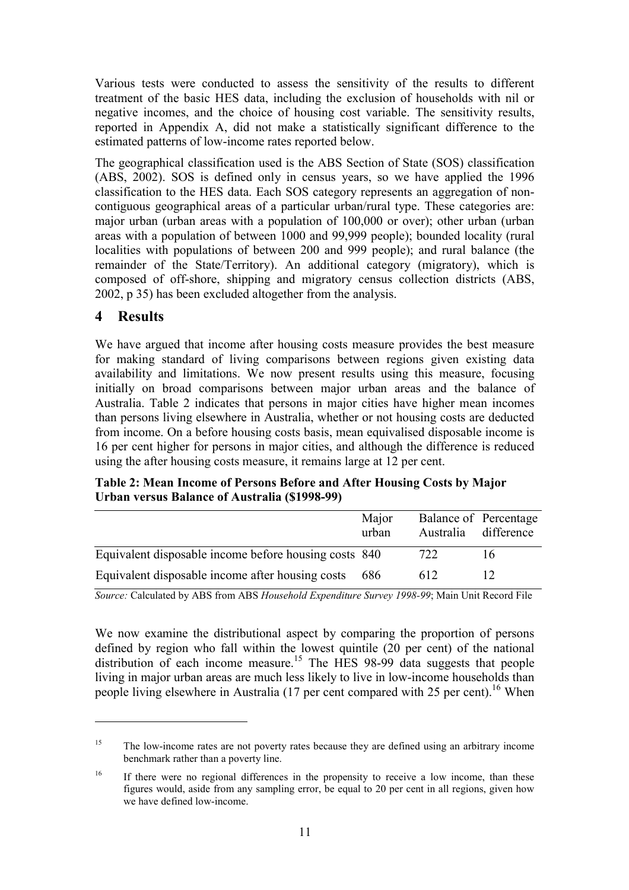Various tests were conducted to assess the sensitivity of the results to different treatment of the basic HES data, including the exclusion of households with nil or negative incomes, and the choice of housing cost variable. The sensitivity results, reported in Appendix A, did not make a statistically significant difference to the estimated patterns of low-income rates reported below.

The geographical classification used is the ABS Section of State (SOS) classification (ABS, 2002). SOS is defined only in census years, so we have applied the 1996 classification to the HES data. Each SOS category represents an aggregation of non-contiguous geographical areas of a particular urban/rural type. These categories are: major urban (urban areas with a population of 100,000 or over); other urban (urban areas with a population of between 1000 and 99,999 people); bounded locality (rural localities with populations of between 200 and 999 people); and rural balance (the remainder of the State/Territory). An additional category (migratory), which is composed of off-shore, shipping and migratory census collection districts (ABS, 2002, p 35) has been excluded altogether from the analysis.

# 4 Results

We have argued that income after housing costs measure provides the best measure for making standard of living comparisons between regions given existing data availability and limitations. We now present results using this measure, focusing initially on broad comparisons between major urban areas and the balance of Australia. Table 2 indicates that persons in major cities have higher mean incomes than persons living elsewhere in Australia, whether or not housing costs are deducted from income. On a before housing costs basis, mean equivalised disposable income is 16 per cent higher for persons in major cities, and although the difference is reduced using the after housing costs measure, it remains large at 12 per cent.

**Table 2: Mean Income of Persons Before and After Housing Costs by Major Urban versus Balance of Australia ($1998-99)**

| | Major urban | Balance of Australia | Percentage difference |
|---|---|---|---|
| Equivalent disposable income before housing costs | 840 | 722 | 16 |
| Equivalent disposable income after housing costs | 686 | 612 | 12 |

*Source:* Calculated by ABS from ABS *Household Expenditure Survey 1998-99*; Main Unit Record File

We now examine the distributional aspect by comparing the proportion of persons defined by region who fall within the lowest quintile (20 per cent) of the national distribution of each income measure.[15] The HES 98-99 data suggests that people living in major urban areas are much less likely to live in low-income households than people living elsewhere in Australia (17 per cent compared with 25 per cent).[16] When

---

[15] The low-income rates are not poverty rates because they are defined using an arbitrary income benchmark rather than a poverty line.

[16] If there were no regional differences in the propensity to receive a low income, than these figures would, aside from any sampling error, be equal to 20 per cent in all regions, given how we have defined low-income.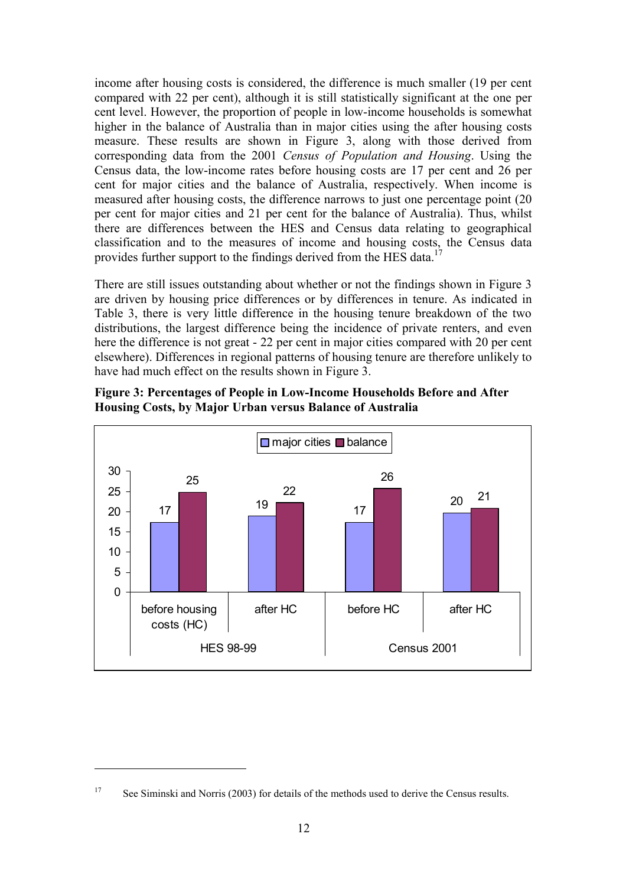income after housing costs is considered, the difference is much smaller (19 per cent compared with 22 per cent), although it is still statistically significant at the one per cent level. However, the proportion of people in low-income households is somewhat higher in the balance of Australia than in major cities using the after housing costs measure. These results are shown in Figure 3, along with those derived from corresponding data from the 2001 *Census of Population and Housing*. Using the Census data, the low-income rates before housing costs are 17 per cent and 26 per cent for major cities and the balance of Australia, respectively. When income is measured after housing costs, the difference narrows to just one percentage point (20 per cent for major cities and 21 per cent for the balance of Australia). Thus, whilst there are differences between the HES and Census data relating to geographical classification and to the measures of income and housing costs, the Census data provides further support to the findings derived from the HES data.[17]

There are still issues outstanding about whether or not the findings shown in Figure 3 are driven by housing price differences or by differences in tenure. As indicated in Table 3, there is very little difference in the housing tenure breakdown of the two distributions, the largest difference being the incidence of private renters, and even here the difference is not great - 22 per cent in major cities compared with 20 per cent elsewhere). Differences in regional patterns of housing tenure are therefore unlikely to have had much effect on the results shown in Figure 3.

**Figure 3: Percentages of People in Low-Income Households Before and After Housing Costs, by Major Urban versus Balance of Australia**

| | | major cities | balance |
|---|---|---|---|
| HES 98-99 | before housing costs (HC) | 17 | 25 |
| | after HC | 19 | 22 |
| Census 2001 | before HC | 17 | 26 |
| | after HC | 20 | 21 |

[17] See Siminski and Norris (2003) for details of the methods used to derive the Census results.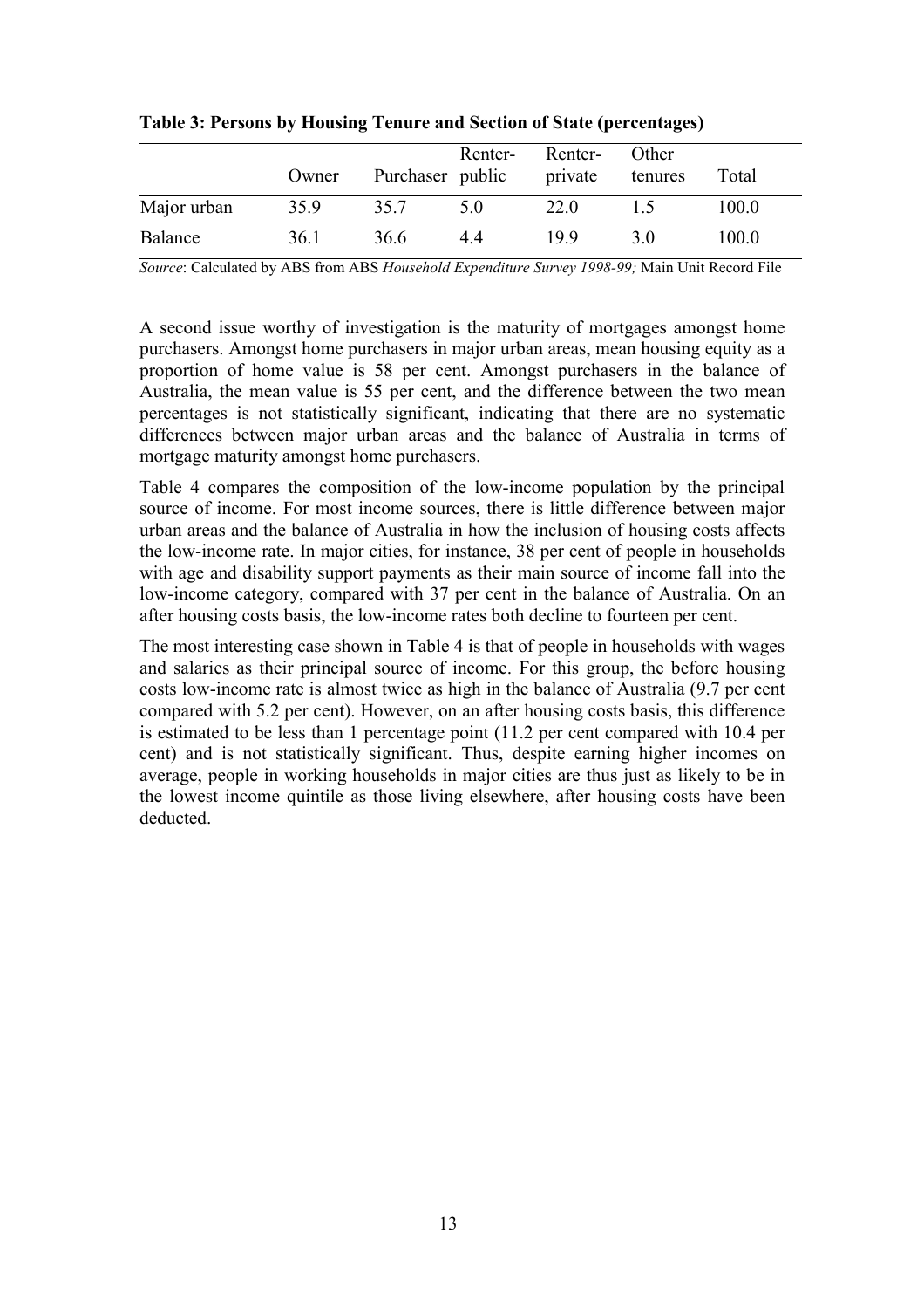**Table 3: Persons by Housing Tenure and Section of State (percentages)**

| | Owner | Purchaser | Renter-public | Renter-private | Other tenures | Total |
|---|---|---|---|---|---|---|
| Major urban | 35.9 | 35.7 | 5.0 | 22.0 | 1.5 | 100.0 |
| Balance | 36.1 | 36.6 | 4.4 | 19.9 | 3.0 | 100.0 |

*Source*: Calculated by ABS from ABS *Household Expenditure Survey 1998-99;* Main Unit Record File

A second issue worthy of investigation is the maturity of mortgages amongst home purchasers. Amongst home purchasers in major urban areas, mean housing equity as a proportion of home value is 58 per cent. Amongst purchasers in the balance of Australia, the mean value is 55 per cent, and the difference between the two mean percentages is not statistically significant, indicating that there are no systematic differences between major urban areas and the balance of Australia in terms of mortgage maturity amongst home purchasers.

Table 4 compares the composition of the low-income population by the principal source of income. For most income sources, there is little difference between major urban areas and the balance of Australia in how the inclusion of housing costs affects the low-income rate. In major cities, for instance, 38 per cent of people in households with age and disability support payments as their main source of income fall into the low-income category, compared with 37 per cent in the balance of Australia. On an after housing costs basis, the low-income rates both decline to fourteen per cent.

The most interesting case shown in Table 4 is that of people in households with wages and salaries as their principal source of income. For this group, the before housing costs low-income rate is almost twice as high in the balance of Australia (9.7 per cent compared with 5.2 per cent). However, on an after housing costs basis, this difference is estimated to be less than 1 percentage point (11.2 per cent compared with 10.4 per cent) and is not statistically significant. Thus, despite earning higher incomes on average, people in working households in major cities are thus just as likely to be in the lowest income quintile as those living elsewhere, after housing costs have been deducted.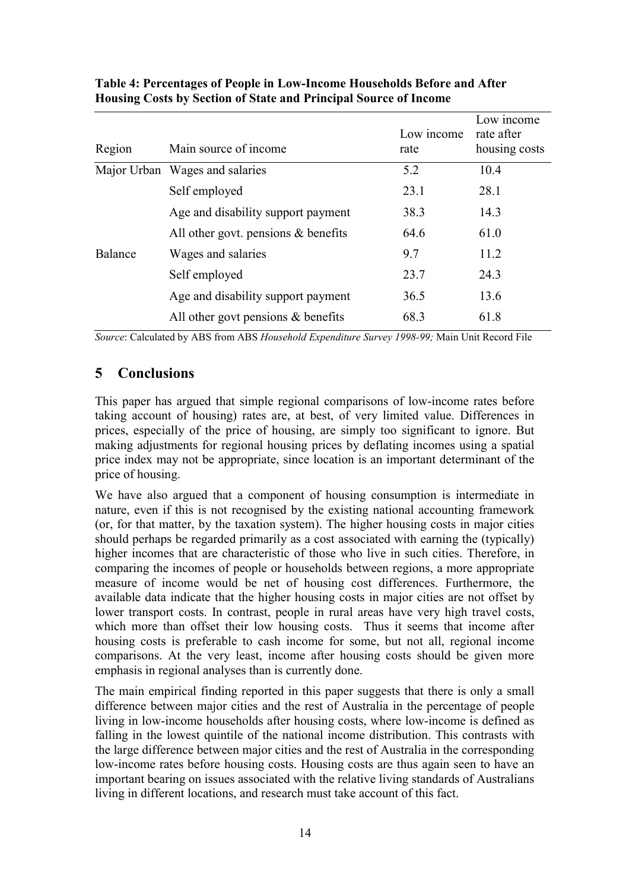**Table 4: Percentages of People in Low-Income Households Before and After Housing Costs by Section of State and Principal Source of Income**

| Region | Main source of income | Low income rate | Low income rate after housing costs |
|---|---|---|---|
| Major Urban | Wages and salaries | 5.2 | 10.4 |
| | Self employed | 23.1 | 28.1 |
| | Age and disability support payment | 38.3 | 14.3 |
| | All other govt. pensions & benefits | 64.6 | 61.0 |
| Balance | Wages and salaries | 9.7 | 11.2 |
| | Self employed | 23.7 | 24.3 |
| | Age and disability support payment | 36.5 | 13.6 |
| | All other govt pensions & benefits | 68.3 | 61.8 |

*Source*: Calculated by ABS from ABS *Household Expenditure Survey 1998-99;* Main Unit Record File

## 5 Conclusions

This paper has argued that simple regional comparisons of low-income rates before taking account of housing) rates are, at best, of very limited value. Differences in prices, especially of the price of housing, are simply too significant to ignore. But making adjustments for regional housing prices by deflating incomes using a spatial price index may not be appropriate, since location is an important determinant of the price of housing.

We have also argued that a component of housing consumption is intermediate in nature, even if this is not recognised by the existing national accounting framework (or, for that matter, by the taxation system). The higher housing costs in major cities should perhaps be regarded primarily as a cost associated with earning the (typically) higher incomes that are characteristic of those who live in such cities. Therefore, in comparing the incomes of people or households between regions, a more appropriate measure of income would be net of housing cost differences. Furthermore, the available data indicate that the higher housing costs in major cities are not offset by lower transport costs. In contrast, people in rural areas have very high travel costs, which more than offset their low housing costs. Thus it seems that income after housing costs is preferable to cash income for some, but not all, regional income comparisons. At the very least, income after housing costs should be given more emphasis in regional analyses than is currently done.

The main empirical finding reported in this paper suggests that there is only a small difference between major cities and the rest of Australia in the percentage of people living in low-income households after housing costs, where low-income is defined as falling in the lowest quintile of the national income distribution. This contrasts with the large difference between major cities and the rest of Australia in the corresponding low-income rates before housing costs. Housing costs are thus again seen to have an important bearing on issues associated with the relative living standards of Australians living in different locations, and research must take account of this fact.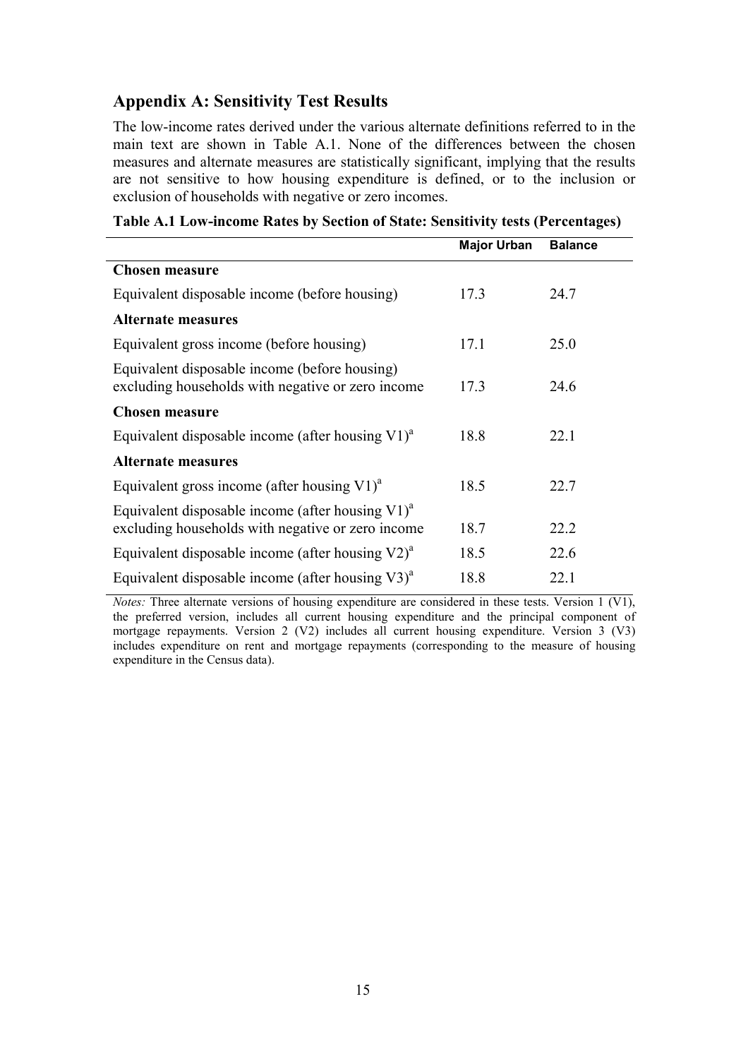## Appendix A: Sensitivity Test Results

The low-income rates derived under the various alternate definitions referred to in the main text are shown in Table A.1. None of the differences between the chosen measures and alternate measures are statistically significant, implying that the results are not sensitive to how housing expenditure is defined, or to the inclusion or exclusion of households with negative or zero incomes.

**Table A.1 Low-income Rates by Section of State: Sensitivity tests (Percentages)**

| | Major Urban | Balance |
|---|---|---|
| **Chosen measure** | | |
| Equivalent disposable income (before housing) | 17.3 | 24.7 |
| **Alternate measures** | | |
| Equivalent gross income (before housing) | 17.1 | 25.0 |
| Equivalent disposable income (before housing) excluding households with negative or zero income | 17.3 | 24.6 |
| **Chosen measure** | | |
| Equivalent disposable income (after housing V1)[a] | 18.8 | 22.1 |
| **Alternate measures** | | |
| Equivalent gross income (after housing V1)[a] | 18.5 | 22.7 |
| Equivalent disposable income (after housing V1)[a] excluding households with negative or zero income | 18.7 | 22.2 |
| Equivalent disposable income (after housing V2)[a] | 18.5 | 22.6 |
| Equivalent disposable income (after housing V3)[a] | 18.8 | 22.1 |

*Notes:* Three alternate versions of housing expenditure are considered in these tests. Version 1 (V1), the preferred version, includes all current housing expenditure and the principal component of mortgage repayments. Version 2 (V2) includes all current housing expenditure. Version 3 (V3) includes expenditure on rent and mortgage repayments (corresponding to the measure of housing expenditure in the Census data).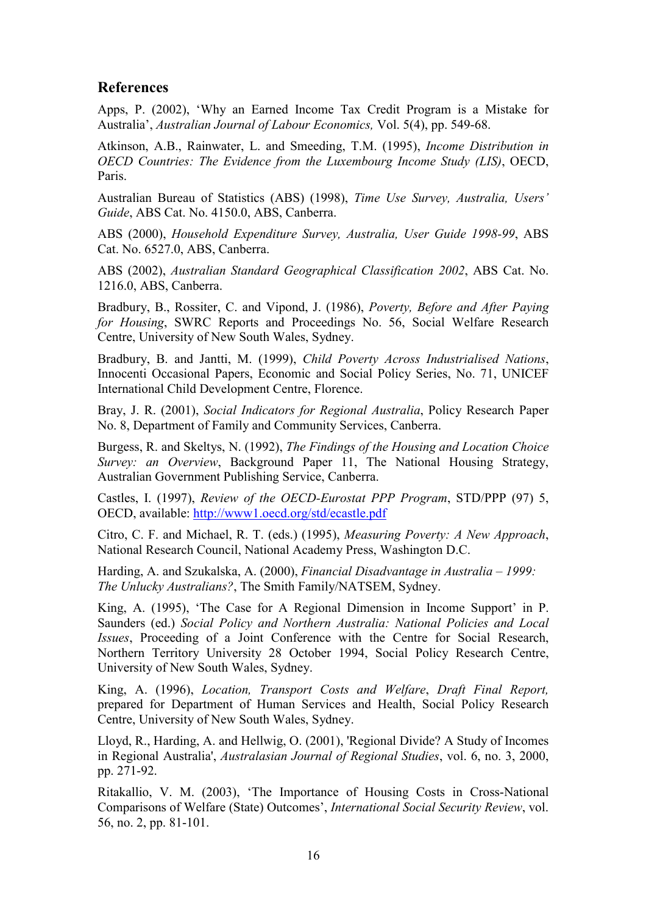## References

Apps, P. (2002), 'Why an Earned Income Tax Credit Program is a Mistake for Australia', *Australian Journal of Labour Economics,* Vol. 5(4), pp. 549-68.

Atkinson, A.B., Rainwater, L. and Smeeding, T.M. (1995), *Income Distribution in OECD Countries: The Evidence from the Luxembourg Income Study (LIS)*, OECD, Paris.

Australian Bureau of Statistics (ABS) (1998), *Time Use Survey, Australia, Users' Guide*, ABS Cat. No. 4150.0, ABS, Canberra.

ABS (2000), *Household Expenditure Survey, Australia, User Guide 1998-99*, ABS Cat. No. 6527.0, ABS, Canberra.

ABS (2002), *Australian Standard Geographical Classification 2002*, ABS Cat. No. 1216.0, ABS, Canberra.

Bradbury, B., Rossiter, C. and Vipond, J. (1986), *Poverty, Before and After Paying for Housing*, SWRC Reports and Proceedings No. 56, Social Welfare Research Centre, University of New South Wales, Sydney.

Bradbury, B. and Jantti, M. (1999), *Child Poverty Across Industrialised Nations*, Innocenti Occasional Papers, Economic and Social Policy Series, No. 71, UNICEF International Child Development Centre, Florence.

Bray, J. R. (2001), *Social Indicators for Regional Australia*, Policy Research Paper No. 8, Department of Family and Community Services, Canberra.

Burgess, R. and Skeltys, N. (1992), *The Findings of the Housing and Location Choice Survey: an Overview*, Background Paper 11, The National Housing Strategy, Australian Government Publishing Service, Canberra.

Castles, I. (1997), *Review of the OECD-Eurostat PPP Program*, STD/PPP (97) 5, OECD, available: http://www1.oecd.org/std/ecastle.pdf

Citro, C. F. and Michael, R. T. (eds.) (1995), *Measuring Poverty: A New Approach*, National Research Council, National Academy Press, Washington D.C.

Harding, A. and Szukalska, A. (2000), *Financial Disadvantage in Australia – 1999: The Unlucky Australians?*, The Smith Family/NATSEM, Sydney.

King, A. (1995), 'The Case for A Regional Dimension in Income Support' in P. Saunders (ed.) *Social Policy and Northern Australia: National Policies and Local Issues*, Proceeding of a Joint Conference with the Centre for Social Research, Northern Territory University 28 October 1994, Social Policy Research Centre, University of New South Wales, Sydney.

King, A. (1996), *Location, Transport Costs and Welfare*, *Draft Final Report,* prepared for Department of Human Services and Health, Social Policy Research Centre, University of New South Wales, Sydney.

Lloyd, R., Harding, A. and Hellwig, O. (2001), 'Regional Divide? A Study of Incomes in Regional Australia', *Australasian Journal of Regional Studies*, vol. 6, no. 3, 2000, pp. 271-92.

Ritakallio, V. M. (2003), 'The Importance of Housing Costs in Cross-National Comparisons of Welfare (State) Outcomes', *International Social Security Review*, vol. 56, no. 2, pp. 81-101.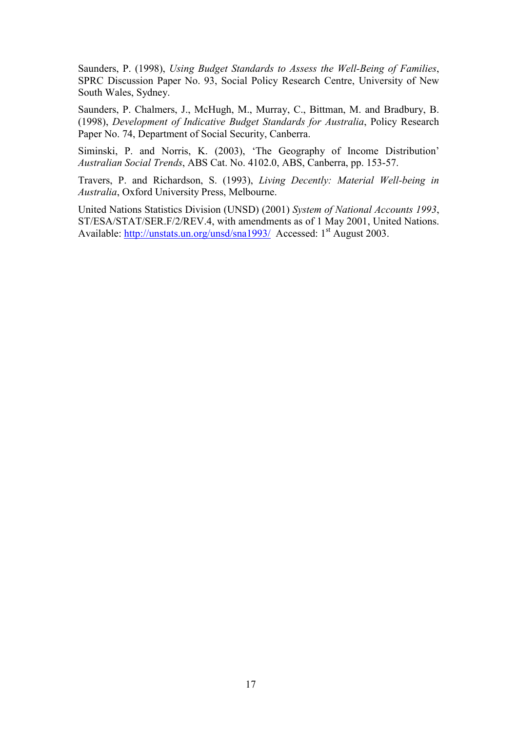Saunders, P. (1998), *Using Budget Standards to Assess the Well-Being of Families*, SPRC Discussion Paper No. 93, Social Policy Research Centre, University of New South Wales, Sydney.

Saunders, P. Chalmers, J., McHugh, M., Murray, C., Bittman, M. and Bradbury, B. (1998), *Development of Indicative Budget Standards for Australia*, Policy Research Paper No. 74, Department of Social Security, Canberra.

Siminski, P. and Norris, K. (2003), 'The Geography of Income Distribution' *Australian Social Trends*, ABS Cat. No. 4102.0, ABS, Canberra, pp. 153-57.

Travers, P. and Richardson, S. (1993), *Living Decently: Material Well-being in Australia*, Oxford University Press, Melbourne.

United Nations Statistics Division (UNSD) (2001) *System of National Accounts 1993*, ST/ESA/STAT/SER.F/2/REV.4, with amendments as of 1 May 2001, United Nations. Available: http://unstats.un.org/unsd/sna1993/ Accessed: 1st August 2003.